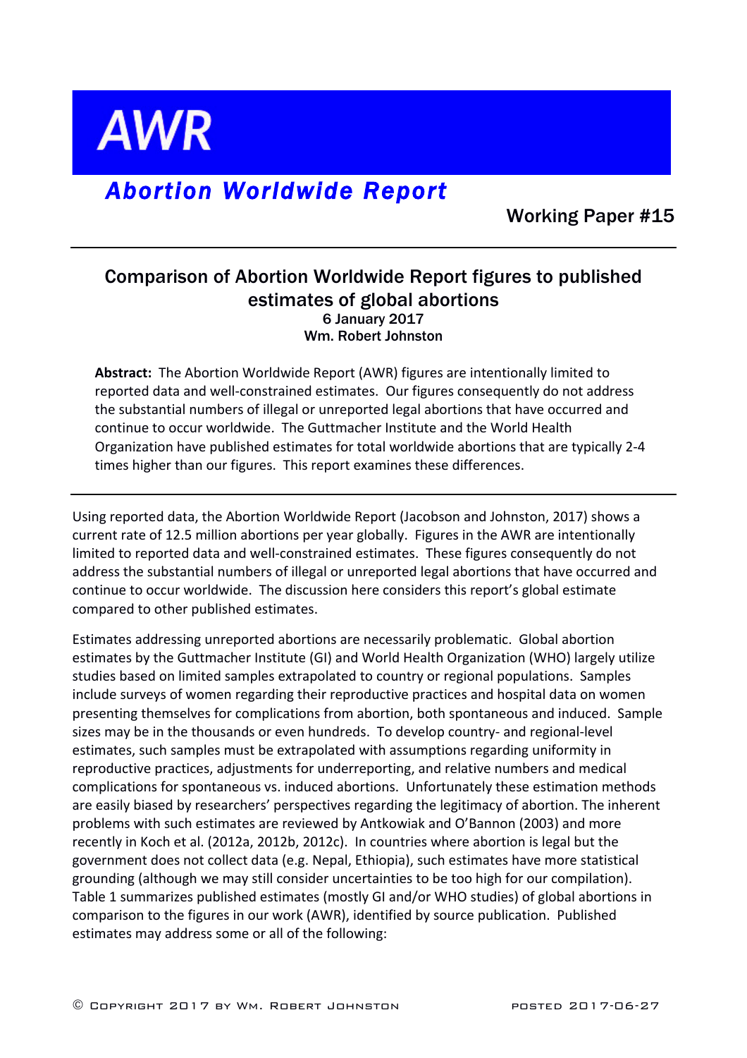# AWR

## *Abortion Worldwide Report*

Working Paper #15

# Comparison of Abortion Worldwide Report figures to published estimates of global abortions

6 January 2017

Wm. Robert Johnston

**Abstract:** The Abortion Worldwide Report (AWR) figures are intentionally limited to reported data and well-constrained estimates. Our figures consequently do not address the substantial numbers of illegal or unreported legal abortions that have occurred and continue to occur worldwide. The Guttmacher Institute and the World Health Organization have published estimates for total worldwide abortions that are typically 2-4 times higher than our figures. This report examines these differences.

---

Using reported data, the Abortion Worldwide Report (Jacobson and Johnston, 2017) shows a current rate of 12.5 million abortions per year globally. Figures in the AWR are intentionally limited to reported data and well-constrained estimates. These figures consequently do not address the substantial numbers of illegal or unreported legal abortions that have occurred and continue to occur worldwide. The discussion here considers this report's global estimate compared to other published estimates.

Estimates addressing unreported abortions are necessarily problematic. Global abortion estimates by the Guttmacher Institute (GI) and World Health Organization (WHO) largely utilize studies based on limited samples extrapolated to country or regional populations. Samples include surveys of women regarding their reproductive practices and hospital data on women presenting themselves for complications from abortion, both spontaneous and induced. Sample sizes may be in the thousands or even hundreds. To develop country- and regional-level estimates, such samples must be extrapolated with assumptions regarding uniformity in reproductive practices, adjustments for underreporting, and relative numbers and medical complications for spontaneous vs. induced abortions. Unfortunately these estimation methods are easily biased by researchers' perspectives regarding the legitimacy of abortion. The inherent problems with such estimates are reviewed by Antkowiak and O'Bannon (2003) and more recently in Koch et al. (2012a, 2012b, 2012c). In countries where abortion is legal but the government does not collect data (e.g. Nepal, Ethiopia), such estimates have more statistical grounding (although we may still consider uncertainties to be too high for our compilation). Table 1 summarizes published estimates (mostly GI and/or WHO studies) of global abortions in comparison to the figures in our work (AWR), identified by source publication. Published estimates may address some or all of the following: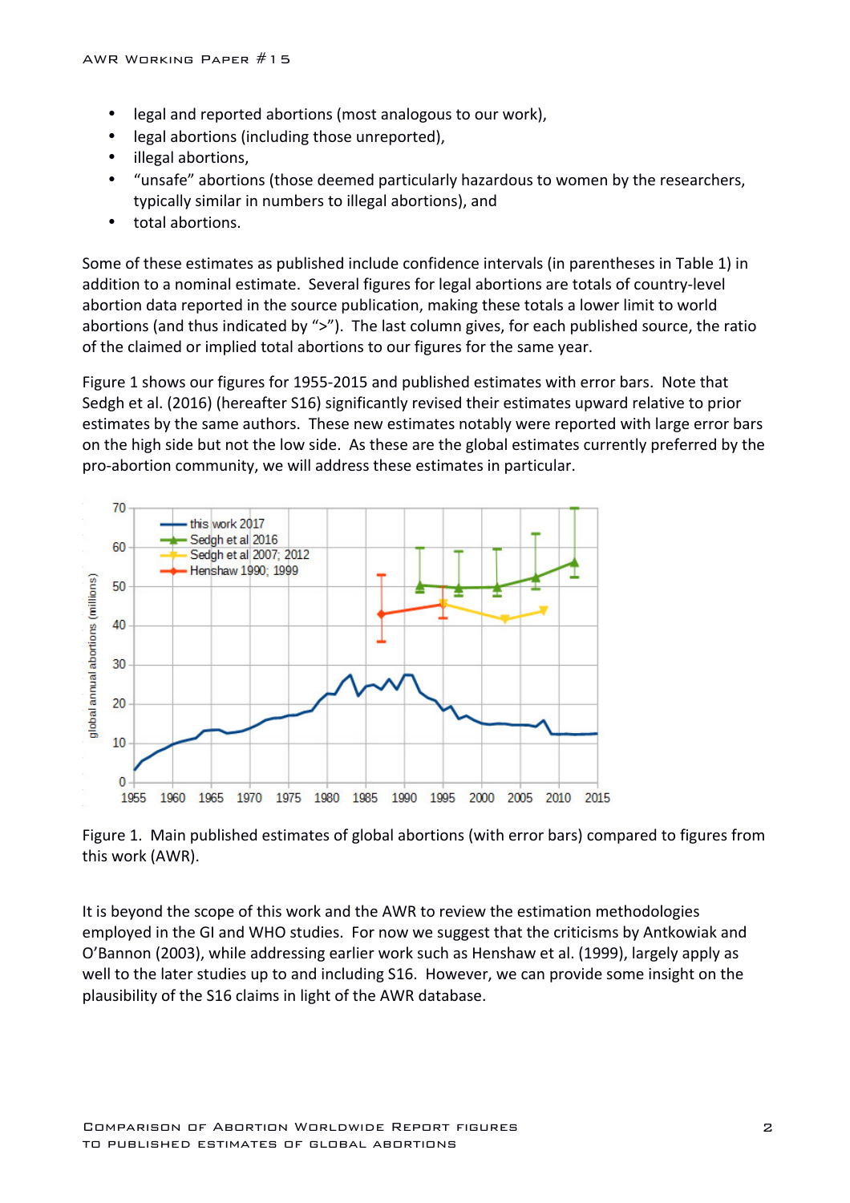- legal and reported abortions (most analogous to our work),
- legal abortions (including those unreported),
- illegal abortions,
- "unsafe" abortions (those deemed particularly hazardous to women by the researchers, typically similar in numbers to illegal abortions), and
- total abortions.

Some of these estimates as published include confidence intervals (in parentheses in Table 1) in addition to a nominal estimate. Several figures for legal abortions are totals of country-level abortion data reported in the source publication, making these totals a lower limit to world abortions (and thus indicated by ">"). The last column gives, for each published source, the ratio of the claimed or implied total abortions to our figures for the same year.

Figure 1 shows our figures for 1955-2015 and published estimates with error bars. Note that Sedgh et al. (2016) (hereafter S16) significantly revised their estimates upward relative to prior estimates by the same authors. These new estimates notably were reported with large error bars on the high side but not the low side. As these are the global estimates currently preferred by the pro-abortion community, we will address these estimates in particular.

Figure 1. Main published estimates of global abortions (with error bars) compared to figures from this work (AWR).

It is beyond the scope of this work and the AWR to review the estimation methodologies employed in the GI and WHO studies. For now we suggest that the criticisms by Antkowiak and O'Bannon (2003), while addressing earlier work such as Henshaw et al. (1999), largely apply as well to the later studies up to and including S16. However, we can provide some insight on the plausibility of the S16 claims in light of the AWR database.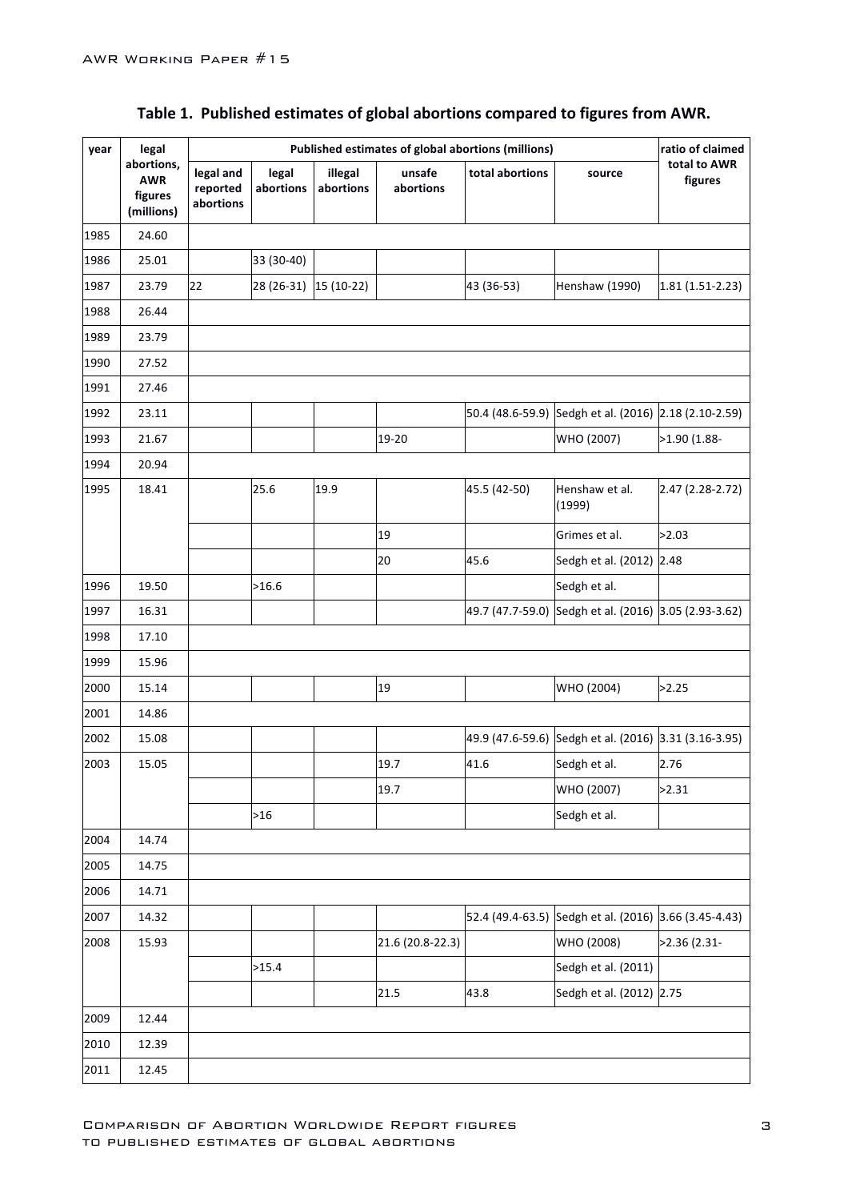**Table 1. Published estimates of global abortions compared to figures from AWR.**

| year | legal abortions, AWR figures (millions) | Published estimates of global abortions (millions) | | | | | | ratio of claimed total to AWR figures |
|---|---|---|---|---|---|---|---|---|
| | | legal and reported abortions | legal abortions | illegal abortions | unsafe abortions | total abortions | source | |
| 1985 | 24.60 | | | | | | | |
| 1986 | 25.01 | | 33 (30-40) | | | | | |
| 1987 | 23.79 | 22 | 28 (26-31) | 15 (10-22) | | 43 (36-53) | Henshaw (1990) | 1.81 (1.51-2.23) |
| 1988 | 26.44 | | | | | | | |
| 1989 | 23.79 | | | | | | | |
| 1990 | 27.52 | | | | | | | |
| 1991 | 27.46 | | | | | | | |
| 1992 | 23.11 | | | | | 50.4 (48.6-59.9) | Sedgh et al. (2016) | 2.18 (2.10-2.59) |
| 1993 | 21.67 | | | | 19-20 | | WHO (2007) | >1.90 (1.88- |
| 1994 | 20.94 | | | | | | | |
| 1995 | 18.41 | | 25.6 | 19.9 | | 45.5 (42-50) | Henshaw et al. (1999) | 2.47 (2.28-2.72) |
| | | | | | 19 | | Grimes et al. | >2.03 |
| | | | | | 20 | 45.6 | Sedgh et al. (2012) | 2.48 |
| 1996 | 19.50 | | >16.6 | | | | Sedgh et al. | |
| 1997 | 16.31 | | | | | 49.7 (47.7-59.0) | Sedgh et al. (2016) | 3.05 (2.93-3.62) |
| 1998 | 17.10 | | | | | | | |
| 1999 | 15.96 | | | | | | | |
| 2000 | 15.14 | | | | 19 | | WHO (2004) | >2.25 |
| 2001 | 14.86 | | | | | | | |
| 2002 | 15.08 | | | | | 49.9 (47.6-59.6) | Sedgh et al. (2016) | 3.31 (3.16-3.95) |
| 2003 | 15.05 | | | | 19.7 | 41.6 | Sedgh et al. | 2.76 |
| | | | | | 19.7 | | WHO (2007) | >2.31 |
| | | | >16 | | | | Sedgh et al. | |
| 2004 | 14.74 | | | | | | | |
| 2005 | 14.75 | | | | | | | |
| 2006 | 14.71 | | | | | | | |
| 2007 | 14.32 | | | | | 52.4 (49.4-63.5) | Sedgh et al. (2016) | 3.66 (3.45-4.43) |
| 2008 | 15.93 | | | | 21.6 (20.8-22.3) | | WHO (2008) | >2.36 (2.31- |
| | | | >15.4 | | | | Sedgh et al. (2011) | |
| | | | | | 21.5 | 43.8 | Sedgh et al. (2012) | 2.75 |
| 2009 | 12.44 | | | | | | | |
| 2010 | 12.39 | | | | | | | |
| 2011 | 12.45 | | | | | | | |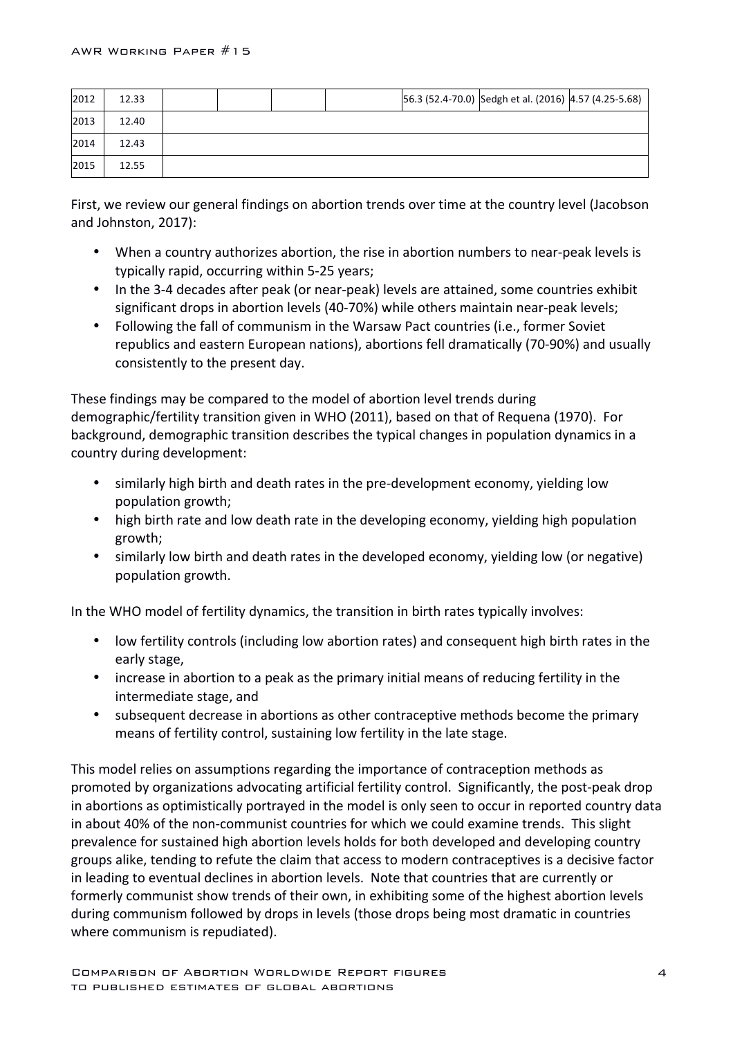| | | | | | | | | |
|---|---|---|---|---|---|---|---|---|
| 2012 | 12.33 | | | | | 56.3 (52.4-70.0) | Sedgh et al. (2016) | 4.57 (4.25-5.68) |
| 2013 | 12.40 | | | | | | | |
| 2014 | 12.43 | | | | | | | |
| 2015 | 12.55 | | | | | | | |

First, we review our general findings on abortion trends over time at the country level (Jacobson and Johnston, 2017):

- When a country authorizes abortion, the rise in abortion numbers to near-peak levels is typically rapid, occurring within 5-25 years;
- In the 3-4 decades after peak (or near-peak) levels are attained, some countries exhibit significant drops in abortion levels (40-70%) while others maintain near-peak levels;
- Following the fall of communism in the Warsaw Pact countries (i.e., former Soviet republics and eastern European nations), abortions fell dramatically (70-90%) and usually consistently to the present day.

These findings may be compared to the model of abortion level trends during demographic/fertility transition given in WHO (2011), based on that of Requena (1970). For background, demographic transition describes the typical changes in population dynamics in a country during development:

- similarly high birth and death rates in the pre-development economy, yielding low population growth;
- high birth rate and low death rate in the developing economy, yielding high population growth;
- similarly low birth and death rates in the developed economy, yielding low (or negative) population growth.

In the WHO model of fertility dynamics, the transition in birth rates typically involves:

- low fertility controls (including low abortion rates) and consequent high birth rates in the early stage,
- increase in abortion to a peak as the primary initial means of reducing fertility in the intermediate stage, and
- subsequent decrease in abortions as other contraceptive methods become the primary means of fertility control, sustaining low fertility in the late stage.

This model relies on assumptions regarding the importance of contraception methods as promoted by organizations advocating artificial fertility control. Significantly, the post-peak drop in abortions as optimistically portrayed in the model is only seen to occur in reported country data in about 40% of the non-communist countries for which we could examine trends. This slight prevalence for sustained high abortion levels holds for both developed and developing country groups alike, tending to refute the claim that access to modern contraceptives is a decisive factor in leading to eventual declines in abortion levels. Note that countries that are currently or formerly communist show trends of their own, in exhibiting some of the highest abortion levels during communism followed by drops in levels (those drops being most dramatic in countries where communism is repudiated).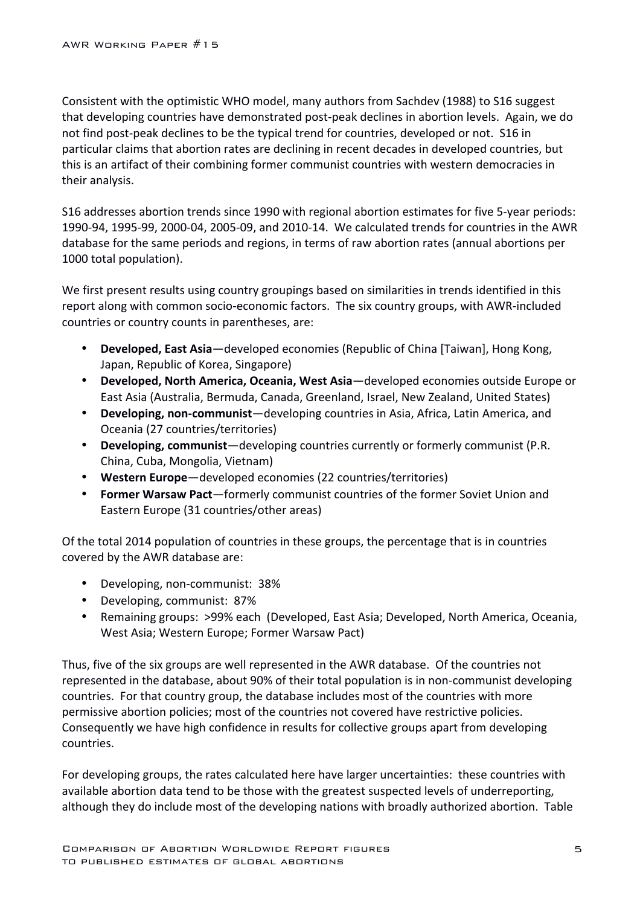Consistent with the optimistic WHO model, many authors from Sachdev (1988) to S16 suggest that developing countries have demonstrated post-peak declines in abortion levels. Again, we do not find post-peak declines to be the typical trend for countries, developed or not. S16 in particular claims that abortion rates are declining in recent decades in developed countries, but this is an artifact of their combining former communist countries with western democracies in their analysis.

S16 addresses abortion trends since 1990 with regional abortion estimates for five 5-year periods: 1990-94, 1995-99, 2000-04, 2005-09, and 2010-14. We calculated trends for countries in the AWR database for the same periods and regions, in terms of raw abortion rates (annual abortions per 1000 total population).

We first present results using country groupings based on similarities in trends identified in this report along with common socio-economic factors. The six country groups, with AWR-included countries or country counts in parentheses, are:

- **Developed, East Asia**—developed economies (Republic of China [Taiwan], Hong Kong, Japan, Republic of Korea, Singapore)
- **Developed, North America, Oceania, West Asia**—developed economies outside Europe or East Asia (Australia, Bermuda, Canada, Greenland, Israel, New Zealand, United States)
- **Developing, non-communist**—developing countries in Asia, Africa, Latin America, and Oceania (27 countries/territories)
- **Developing, communist**—developing countries currently or formerly communist (P.R. China, Cuba, Mongolia, Vietnam)
- **Western Europe**—developed economies (22 countries/territories)
- **Former Warsaw Pact**—formerly communist countries of the former Soviet Union and Eastern Europe (31 countries/other areas)

Of the total 2014 population of countries in these groups, the percentage that is in countries covered by the AWR database are:

- Developing, non-communist: 38%
- Developing, communist: 87%
- Remaining groups: >99% each (Developed, East Asia; Developed, North America, Oceania, West Asia; Western Europe; Former Warsaw Pact)

Thus, five of the six groups are well represented in the AWR database. Of the countries not represented in the database, about 90% of their total population is in non-communist developing countries. For that country group, the database includes most of the countries with more permissive abortion policies; most of the countries not covered have restrictive policies. Consequently we have high confidence in results for collective groups apart from developing countries.

For developing groups, the rates calculated here have larger uncertainties: these countries with available abortion data tend to be those with the greatest suspected levels of underreporting, although they do include most of the developing nations with broadly authorized abortion. Table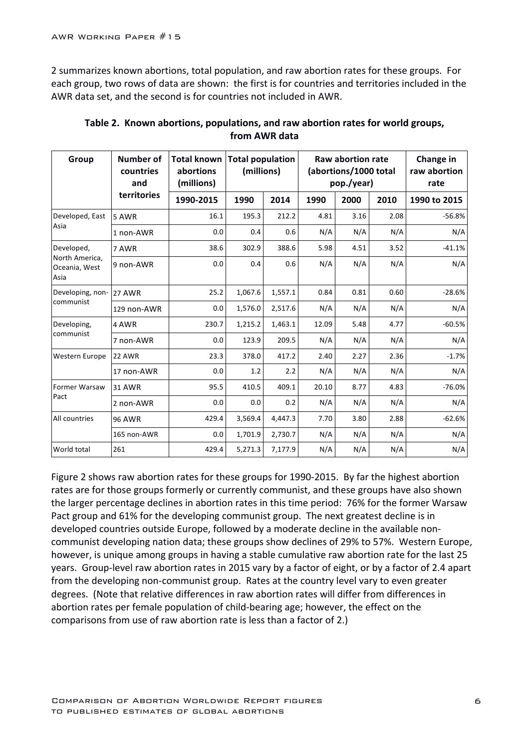2 summarizes known abortions, total population, and raw abortion rates for these groups. For each group, two rows of data are shown: the first is for countries and territories included in the AWR data set, and the second is for countries not included in AWR.

**Table 2. Known abortions, populations, and raw abortion rates for world groups, from AWR data**

| Group | Number of countries and territories | Total known abortions (millions) | Total population (millions) | | Raw abortion rate (abortions/1000 total pop./year) | | | Change in raw abortion rate |
|---|---|---|---|---|---|---|---|---|
| | | 1990-2015 | 1990 | 2014 | 1990 | 2000 | 2010 | 1990 to 2015 |
| Developed, East Asia | 5 AWR | 16.1 | 195.3 | 212.2 | 4.81 | 3.16 | 2.08 | -56.8% |
| | 1 non-AWR | 0.0 | 0.4 | 0.6 | N/A | N/A | N/A | N/A |
| Developed, North America, Oceania, West Asia | 7 AWR | 38.6 | 302.9 | 388.6 | 5.98 | 4.51 | 3.52 | -41.1% |
| | 9 non-AWR | 0.0 | 0.4 | 0.6 | N/A | N/A | N/A | N/A |
| Developing, non-communist | 27 AWR | 25.2 | 1,067.6 | 1,557.1 | 0.84 | 0.81 | 0.60 | -28.6% |
| | 129 non-AWR | 0.0 | 1,576.0 | 2,517.6 | N/A | N/A | N/A | N/A |
| Developing, communist | 4 AWR | 230.7 | 1,215.2 | 1,463.1 | 12.09 | 5.48 | 4.77 | -60.5% |
| | 7 non-AWR | 0.0 | 123.9 | 209.5 | N/A | N/A | N/A | N/A |
| Western Europe | 22 AWR | 23.3 | 378.0 | 417.2 | 2.40 | 2.27 | 2.36 | -1.7% |
| | 17 non-AWR | 0.0 | 1.2 | 2.2 | N/A | N/A | N/A | N/A |
| Former Warsaw Pact | 31 AWR | 95.5 | 410.5 | 409.1 | 20.10 | 8.77 | 4.83 | -76.0% |
| | 2 non-AWR | 0.0 | 0.0 | 0.2 | N/A | N/A | N/A | N/A |
| All countries | 96 AWR | 429.4 | 3,569.4 | 4,447.3 | 7.70 | 3.80 | 2.88 | -62.6% |
| | 165 non-AWR | 0.0 | 1,701.9 | 2,730.7 | N/A | N/A | N/A | N/A |
| World total | 261 | 429.4 | 5,271.3 | 7,177.9 | N/A | N/A | N/A | N/A |

Figure 2 shows raw abortion rates for these groups for 1990-2015. By far the highest abortion rates are for those groups formerly or currently communist, and these groups have also shown the larger percentage declines in abortion rates in this time period: 76% for the former Warsaw Pact group and 61% for the developing communist group. The next greatest decline is in developed countries outside Europe, followed by a moderate decline in the available non-communist developing nation data; these groups show declines of 29% to 57%. Western Europe, however, is unique among groups in having a stable cumulative raw abortion rate for the last 25 years. Group-level raw abortion rates in 2015 vary by a factor of eight, or by a factor of 2.4 apart from the developing non-communist group. Rates at the country level vary to even greater degrees. (Note that relative differences in raw abortion rates will differ from differences in abortion rates per female population of child-bearing age; however, the effect on the comparisons from use of raw abortion rate is less than a factor of 2.)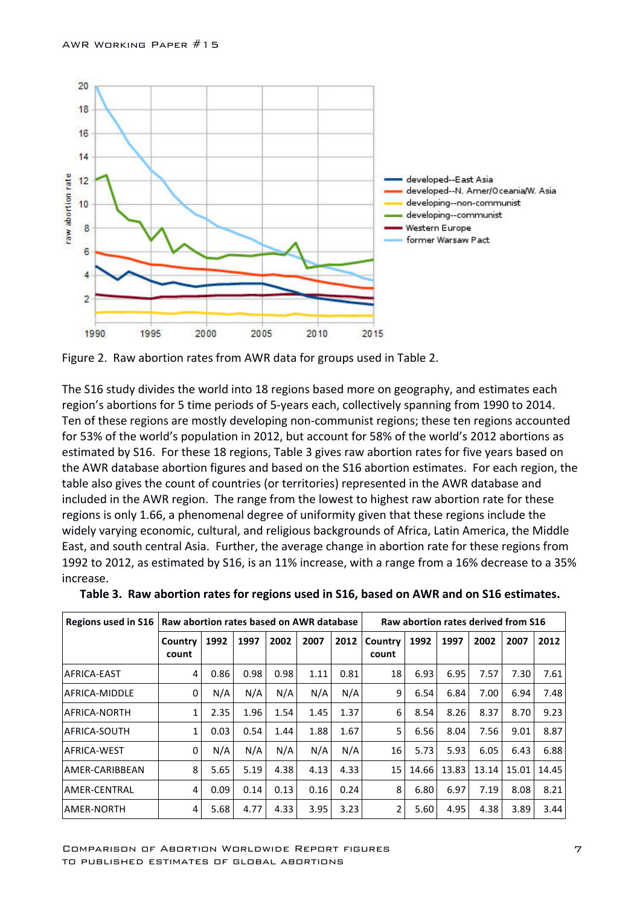Figure 2. Raw abortion rates from AWR data for groups used in Table 2.

The S16 study divides the world into 18 regions based more on geography, and estimates each region's abortions for 5 time periods of 5-years each, collectively spanning from 1990 to 2014. Ten of these regions are mostly developing non-communist regions; these ten regions accounted for 53% of the world's population in 2012, but account for 58% of the world's 2012 abortions as estimated by S16. For these 18 regions, Table 3 gives raw abortion rates for five years based on the AWR database abortion figures and based on the S16 abortion estimates. For each region, the table also gives the count of countries (or territories) represented in the AWR database and included in the AWR region. The range from the lowest to highest raw abortion rate for these regions is only 1.66, a phenomenal degree of uniformity given that these regions include the widely varying economic, cultural, and religious backgrounds of Africa, Latin America, the Middle East, and south central Asia. Further, the average change in abortion rate for these regions from 1992 to 2012, as estimated by S16, is an 11% increase, with a range from a 16% decrease to a 35% increase.

**Table 3. Raw abortion rates for regions used in S16, based on AWR and on S16 estimates.**

| Regions used in S16 | Raw abortion rates based on AWR database | | | | | | Raw abortion rates derived from S16 | | | | | |
|---|---|---|---|---|---|---|---|---|---|---|---|---|
| | Country count | 1992 | 1997 | 2002 | 2007 | 2012 | Country count | 1992 | 1997 | 2002 | 2007 | 2012 |
| AFRICA-EAST | 4 | 0.86 | 0.98 | 0.98 | 1.11 | 0.81 | 18 | 6.93 | 6.95 | 7.57 | 7.30 | 7.61 |
| AFRICA-MIDDLE | 0 | N/A | N/A | N/A | N/A | N/A | 9 | 6.54 | 6.84 | 7.00 | 6.94 | 7.48 |
| AFRICA-NORTH | 1 | 2.35 | 1.96 | 1.54 | 1.45 | 1.37 | 6 | 8.54 | 8.26 | 8.37 | 8.70 | 9.23 |
| AFRICA-SOUTH | 1 | 0.03 | 0.54 | 1.44 | 1.88 | 1.67 | 5 | 6.56 | 8.04 | 7.56 | 9.01 | 8.87 |
| AFRICA-WEST | 0 | N/A | N/A | N/A | N/A | N/A | 16 | 5.73 | 5.93 | 6.05 | 6.43 | 6.88 |
| AMER-CARIBBEAN | 8 | 5.65 | 5.19 | 4.38 | 4.13 | 4.33 | 15 | 14.66 | 13.83 | 13.14 | 15.01 | 14.45 |
| AMER-CENTRAL | 4 | 0.09 | 0.14 | 0.13 | 0.16 | 0.24 | 8 | 6.80 | 6.97 | 7.19 | 8.08 | 8.21 |
| AMER-NORTH | 4 | 5.68 | 4.77 | 4.33 | 3.95 | 3.23 | 2 | 5.60 | 4.95 | 4.38 | 3.89 | 3.44 |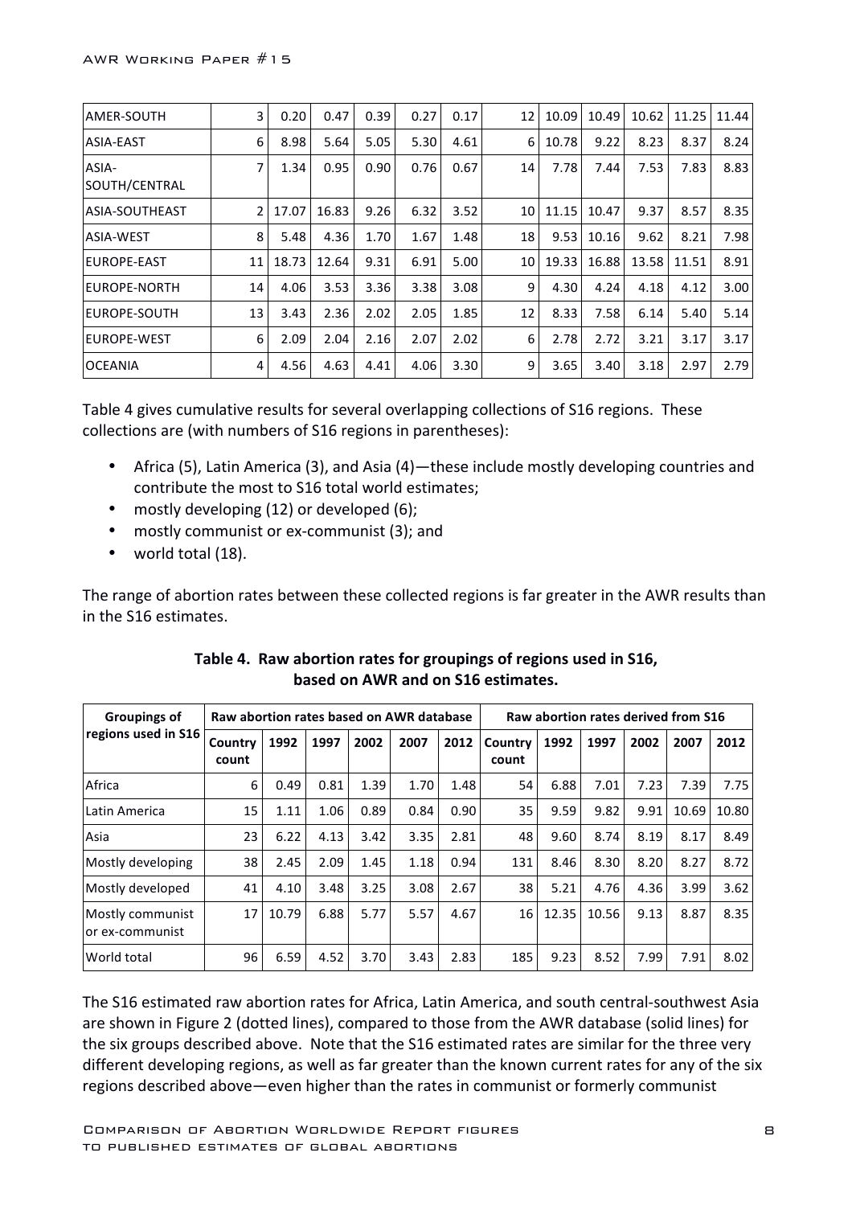| | | | | | | | | | | | | |
|---|---|---|---|---|---|---|---|---|---|---|---|---|
| AMER-SOUTH | 3 | 0.20 | 0.47 | 0.39 | 0.27 | 0.17 | 12 | 10.09 | 10.49 | 10.62 | 11.25 | 11.44 |
| ASIA-EAST | 6 | 8.98 | 5.64 | 5.05 | 5.30 | 4.61 | 6 | 10.78 | 9.22 | 8.23 | 8.37 | 8.24 |
| ASIA-SOUTH/CENTRAL | 7 | 1.34 | 0.95 | 0.90 | 0.76 | 0.67 | 14 | 7.78 | 7.44 | 7.53 | 7.83 | 8.83 |
| ASIA-SOUTHEAST | 2 | 17.07 | 16.83 | 9.26 | 6.32 | 3.52 | 10 | 11.15 | 10.47 | 9.37 | 8.57 | 8.35 |
| ASIA-WEST | 8 | 5.48 | 4.36 | 1.70 | 1.67 | 1.48 | 18 | 9.53 | 10.16 | 9.62 | 8.21 | 7.98 |
| EUROPE-EAST | 11 | 18.73 | 12.64 | 9.31 | 6.91 | 5.00 | 10 | 19.33 | 16.88 | 13.58 | 11.51 | 8.91 |
| EUROPE-NORTH | 14 | 4.06 | 3.53 | 3.36 | 3.38 | 3.08 | 9 | 4.30 | 4.24 | 4.18 | 4.12 | 3.00 |
| EUROPE-SOUTH | 13 | 3.43 | 2.36 | 2.02 | 2.05 | 1.85 | 12 | 8.33 | 7.58 | 6.14 | 5.40 | 5.14 |
| EUROPE-WEST | 6 | 2.09 | 2.04 | 2.16 | 2.07 | 2.02 | 6 | 2.78 | 2.72 | 3.21 | 3.17 | 3.17 |
| OCEANIA | 4 | 4.56 | 4.63 | 4.41 | 4.06 | 3.30 | 9 | 3.65 | 3.40 | 3.18 | 2.97 | 2.79 |

Table 4 gives cumulative results for several overlapping collections of S16 regions. These collections are (with numbers of S16 regions in parentheses):

- Africa (5), Latin America (3), and Asia (4)—these include mostly developing countries and contribute the most to S16 total world estimates;
- mostly developing (12) or developed (6);
- mostly communist or ex-communist (3); and
- world total (18).

The range of abortion rates between these collected regions is far greater in the AWR results than in the S16 estimates.

**Table 4. Raw abortion rates for groupings of regions used in S16, based on AWR and on S16 estimates.**

| Groupings of regions used in S16 | Raw abortion rates based on AWR database | | | | | | Raw abortion rates derived from S16 | | | | | |
|---|---|---|---|---|---|---|---|---|---|---|---|---|
| | Country count | 1992 | 1997 | 2002 | 2007 | 2012 | Country count | 1992 | 1997 | 2002 | 2007 | 2012 |
| Africa | 6 | 0.49 | 0.81 | 1.39 | 1.70 | 1.48 | 54 | 6.88 | 7.01 | 7.23 | 7.39 | 7.75 |
| Latin America | 15 | 1.11 | 1.06 | 0.89 | 0.84 | 0.90 | 35 | 9.59 | 9.82 | 9.91 | 10.69 | 10.80 |
| Asia | 23 | 6.22 | 4.13 | 3.42 | 3.35 | 2.81 | 48 | 9.60 | 8.74 | 8.19 | 8.17 | 8.49 |
| Mostly developing | 38 | 2.45 | 2.09 | 1.45 | 1.18 | 0.94 | 131 | 8.46 | 8.30 | 8.20 | 8.27 | 8.72 |
| Mostly developed | 41 | 4.10 | 3.48 | 3.25 | 3.08 | 2.67 | 38 | 5.21 | 4.76 | 4.36 | 3.99 | 3.62 |
| Mostly communist or ex-communist | 17 | 10.79 | 6.88 | 5.77 | 5.57 | 4.67 | 16 | 12.35 | 10.56 | 9.13 | 8.87 | 8.35 |
| World total | 96 | 6.59 | 4.52 | 3.70 | 3.43 | 2.83 | 185 | 9.23 | 8.52 | 7.99 | 7.91 | 8.02 |

The S16 estimated raw abortion rates for Africa, Latin America, and south central-southwest Asia are shown in Figure 2 (dotted lines), compared to those from the AWR database (solid lines) for the six groups described above. Note that the S16 estimated rates are similar for the three very different developing regions, as well as far greater than the known current rates for any of the six regions described above—even higher than the rates in communist or formerly communist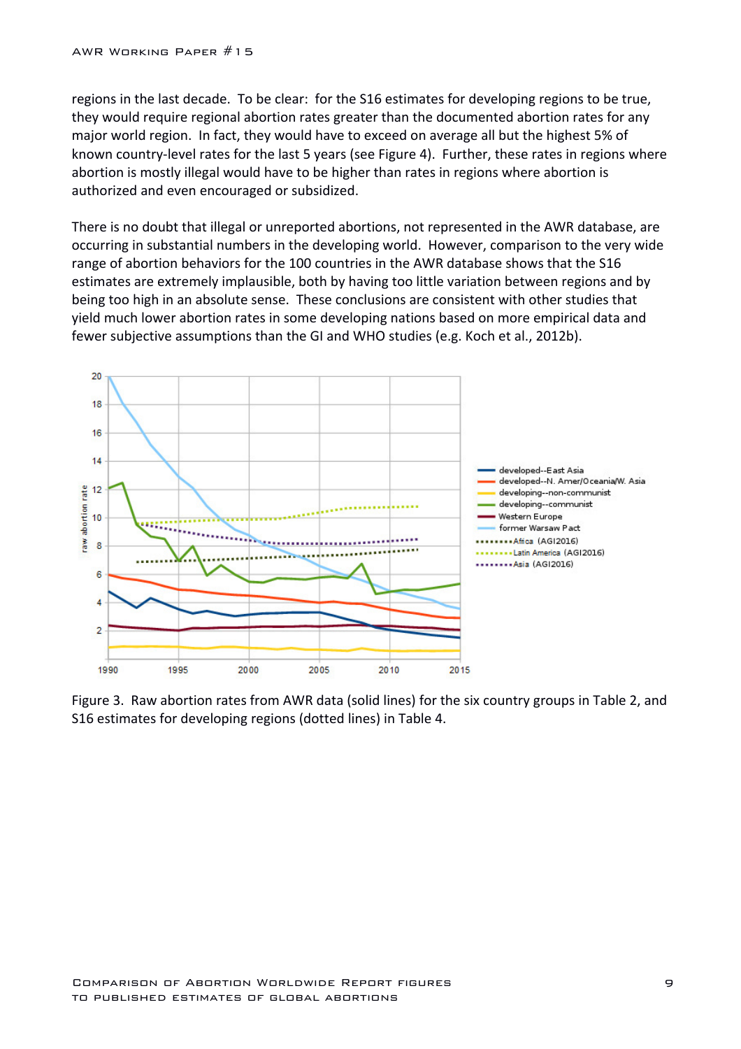regions in the last decade. To be clear: for the S16 estimates for developing regions to be true, they would require regional abortion rates greater than the documented abortion rates for any major world region. In fact, they would have to exceed on average all but the highest 5% of known country-level rates for the last 5 years (see Figure 4). Further, these rates in regions where abortion is mostly illegal would have to be higher than rates in regions where abortion is authorized and even encouraged or subsidized.

There is no doubt that illegal or unreported abortions, not represented in the AWR database, are occurring in substantial numbers in the developing world. However, comparison to the very wide range of abortion behaviors for the 100 countries in the AWR database shows that the S16 estimates are extremely implausible, both by having too little variation between regions and by being too high in an absolute sense. These conclusions are consistent with other studies that yield much lower abortion rates in some developing nations based on more empirical data and fewer subjective assumptions than the GI and WHO studies (e.g. Koch et al., 2012b).

Figure 3. Raw abortion rates from AWR data (solid lines) for the six country groups in Table 2, and S16 estimates for developing regions (dotted lines) in Table 4.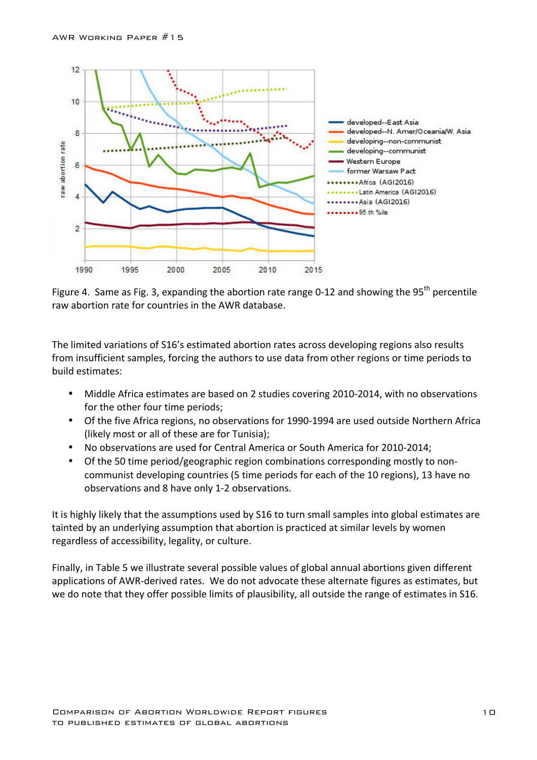Figure 4. Same as Fig. 3, expanding the abortion rate range 0-12 and showing the 95[th] percentile raw abortion rate for countries in the AWR database.

The limited variations of S16's estimated abortion rates across developing regions also results from insufficient samples, forcing the authors to use data from other regions or time periods to build estimates:

- Middle Africa estimates are based on 2 studies covering 2010-2014, with no observations for the other four time periods;
- Of the five Africa regions, no observations for 1990-1994 are used outside Northern Africa (likely most or all of these are for Tunisia);
- No observations are used for Central America or South America for 2010-2014;
- Of the 50 time period/geographic region combinations corresponding mostly to non-communist developing countries (5 time periods for each of the 10 regions), 13 have no observations and 8 have only 1-2 observations.

It is highly likely that the assumptions used by S16 to turn small samples into global estimates are tainted by an underlying assumption that abortion is practiced at similar levels by women regardless of accessibility, legality, or culture.

Finally, in Table 5 we illustrate several possible values of global annual abortions given different applications of AWR-derived rates. We do not advocate these alternate figures as estimates, but we do note that they offer possible limits of plausibility, all outside the range of estimates in S16.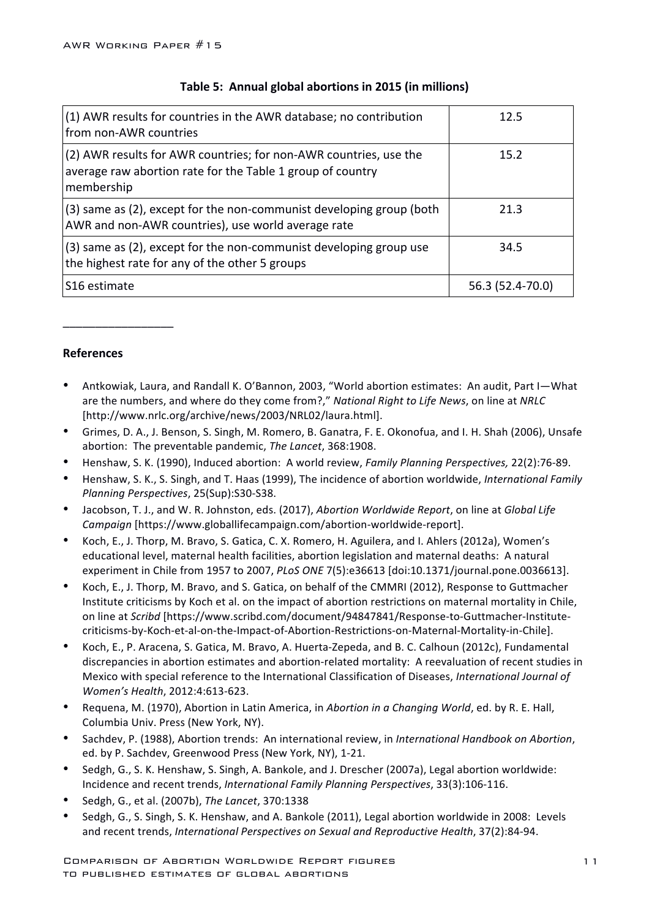**Table 5: Annual global abortions in 2015 (in millions)**

| | |
|---|---|
| (1) AWR results for countries in the AWR database; no contribution from non-AWR countries | 12.5 |
| (2) AWR results for AWR countries; for non-AWR countries, use the average raw abortion rate for the Table 1 group of country membership | 15.2 |
| (3) same as (2), except for the non-communist developing group (both AWR and non-AWR countries), use world average rate | 21.3 |
| (3) same as (2), except for the non-communist developing group use the highest rate for any of the other 5 groups | 34.5 |
| S16 estimate | 56.3 (52.4-70.0) |

---

**References**

- Antkowiak, Laura, and Randall K. O'Bannon, 2003, "World abortion estimates: An audit, Part I—What are the numbers, and where do they come from?," *National Right to Life News*, on line at *NRLC* [http://www.nrlc.org/archive/news/2003/NRL02/laura.html].
- Grimes, D. A., J. Benson, S. Singh, M. Romero, B. Ganatra, F. E. Okonofua, and I. H. Shah (2006), Unsafe abortion: The preventable pandemic, *The Lancet*, 368:1908.
- Henshaw, S. K. (1990), Induced abortion: A world review, *Family Planning Perspectives,* 22(2):76-89.
- Henshaw, S. K., S. Singh, and T. Haas (1999), The incidence of abortion worldwide, *International Family Planning Perspectives*, 25(Sup):S30-S38.
- Jacobson, T. J., and W. R. Johnston, eds. (2017), *Abortion Worldwide Report*, on line at *Global Life Campaign* [https://www.globallifecampaign.com/abortion-worldwide-report].
- Koch, E., J. Thorp, M. Bravo, S. Gatica, C. X. Romero, H. Aguilera, and I. Ahlers (2012a), Women's educational level, maternal health facilities, abortion legislation and maternal deaths: A natural experiment in Chile from 1957 to 2007, *PLoS ONE* 7(5):e36613 [doi:10.1371/journal.pone.0036613].
- Koch, E., J. Thorp, M. Bravo, and S. Gatica, on behalf of the CMMRI (2012), Response to Guttmacher Institute criticisms by Koch et al. on the impact of abortion restrictions on maternal mortality in Chile, on line at *Scribd* [https://www.scribd.com/document/94847841/Response-to-Guttmacher-Institute-criticisms-by-Koch-et-al-on-the-Impact-of-Abortion-Restrictions-on-Maternal-Mortality-in-Chile].
- Koch, E., P. Aracena, S. Gatica, M. Bravo, A. Huerta-Zepeda, and B. C. Calhoun (2012c), Fundamental discrepancies in abortion estimates and abortion-related mortality: A reevaluation of recent studies in Mexico with special reference to the International Classification of Diseases, *International Journal of Women's Health*, 2012:4:613-623.
- Requena, M. (1970), Abortion in Latin America, in *Abortion in a Changing World*, ed. by R. E. Hall, Columbia Univ. Press (New York, NY).
- Sachdev, P. (1988), Abortion trends: An international review, in *International Handbook on Abortion*, ed. by P. Sachdev, Greenwood Press (New York, NY), 1-21.
- Sedgh, G., S. K. Henshaw, S. Singh, A. Bankole, and J. Drescher (2007a), Legal abortion worldwide: Incidence and recent trends, *International Family Planning Perspectives*, 33(3):106-116.
- Sedgh, G., et al. (2007b), *The Lancet*, 370:1338
- Sedgh, G., S. Singh, S. K. Henshaw, and A. Bankole (2011), Legal abortion worldwide in 2008: Levels and recent trends, *International Perspectives on Sexual and Reproductive Health*, 37(2):84-94.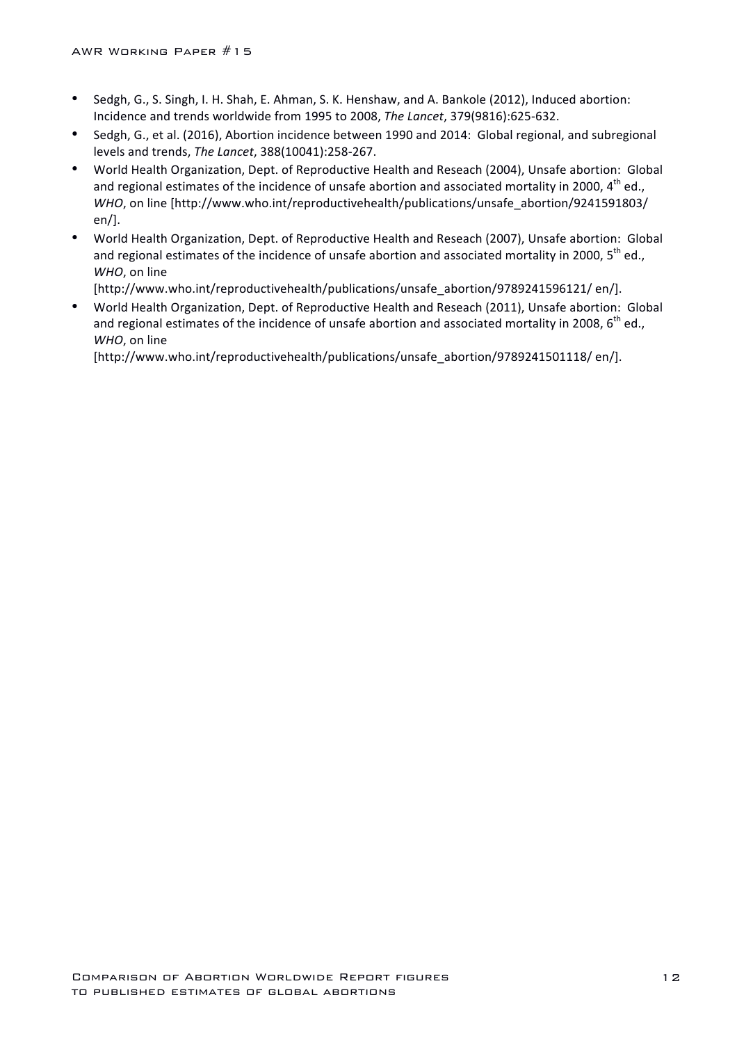- Sedgh, G., S. Singh, I. H. Shah, E. Ahman, S. K. Henshaw, and A. Bankole (2012), Induced abortion: Incidence and trends worldwide from 1995 to 2008, *The Lancet*, 379(9816):625-632.
- Sedgh, G., et al. (2016), Abortion incidence between 1990 and 2014: Global regional, and subregional levels and trends, *The Lancet*, 388(10041):258-267.
- World Health Organization, Dept. of Reproductive Health and Reseach (2004), Unsafe abortion: Global and regional estimates of the incidence of unsafe abortion and associated mortality in 2000, 4th ed., *WHO*, on line [http://www.who.int/reproductivehealth/publications/unsafe_abortion/9241591803/ en/].
- World Health Organization, Dept. of Reproductive Health and Reseach (2007), Unsafe abortion: Global and regional estimates of the incidence of unsafe abortion and associated mortality in 2000, 5th ed., *WHO*, on line [http://www.who.int/reproductivehealth/publications/unsafe_abortion/9789241596121/ en/].
- World Health Organization, Dept. of Reproductive Health and Reseach (2011), Unsafe abortion: Global and regional estimates of the incidence of unsafe abortion and associated mortality in 2008, 6th ed., *WHO*, on line [http://www.who.int/reproductivehealth/publications/unsafe_abortion/9789241501118/ en/].